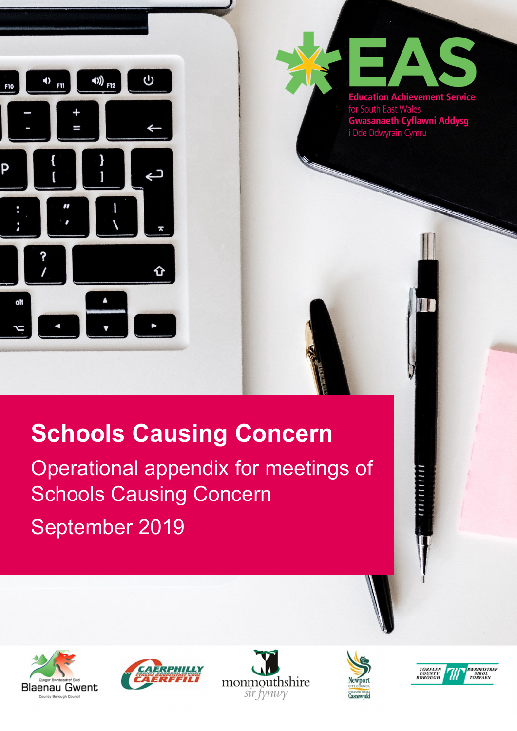EAS

Education Achievement Service for South East Wales

Gwasanaeth Cyflawni Addysg i Dde Ddwyrain Cymru

# Schools Causing Concern

## Operational appendix for meetings of Schools Causing Concern

September 2019

Blaenau Gwent | Caerphilly | Monmouthshire | Newport | Torfaen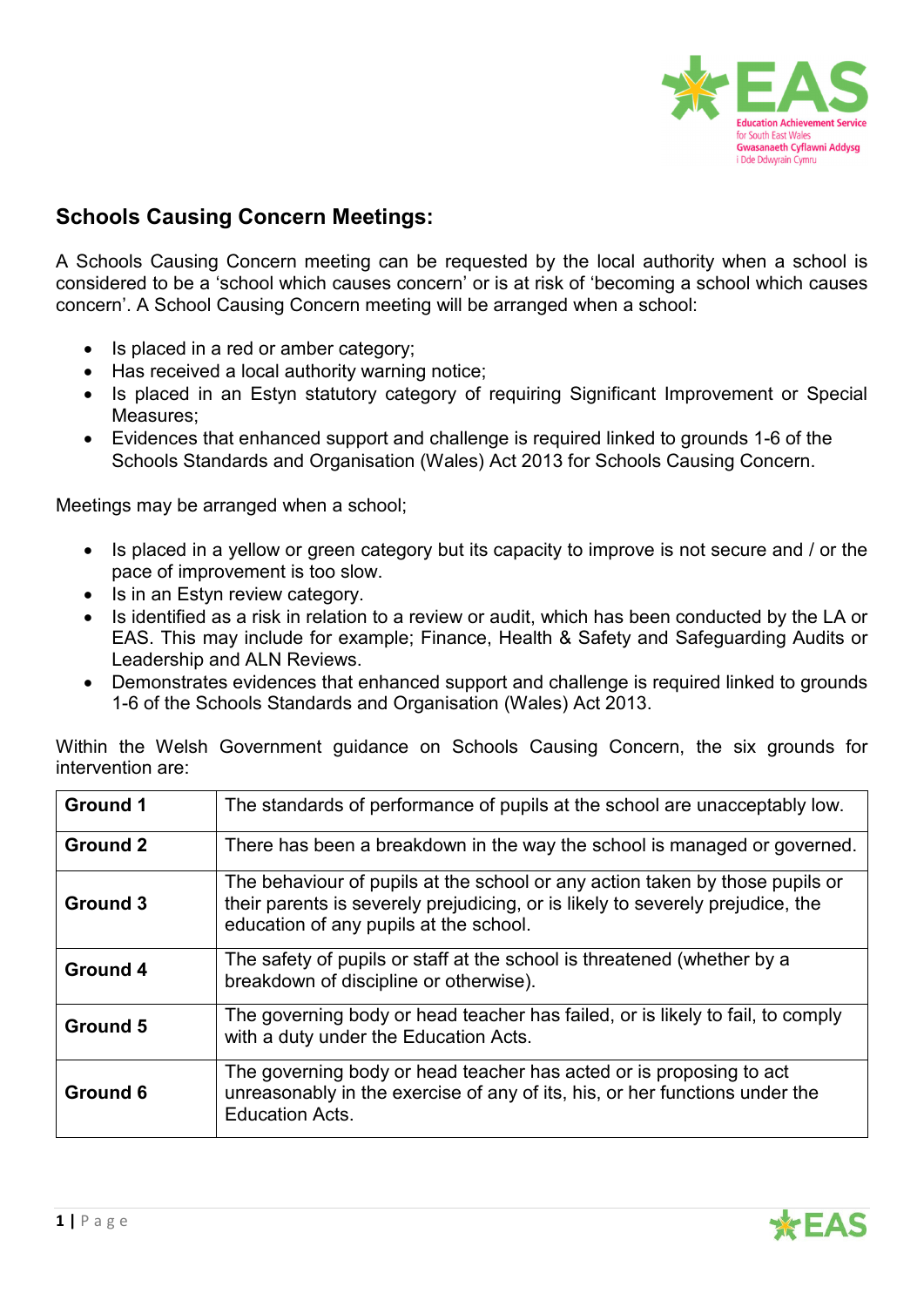## Schools Causing Concern Meetings:

A Schools Causing Concern meeting can be requested by the local authority when a school is considered to be a 'school which causes concern' or is at risk of 'becoming a school which causes concern'. A School Causing Concern meeting will be arranged when a school:

- Is placed in a red or amber category;
- Has received a local authority warning notice;
- Is placed in an Estyn statutory category of requiring Significant Improvement or Special Measures;
- Evidences that enhanced support and challenge is required linked to grounds 1-6 of the Schools Standards and Organisation (Wales) Act 2013 for Schools Causing Concern.

Meetings may be arranged when a school;

- Is placed in a yellow or green category but its capacity to improve is not secure and / or the pace of improvement is too slow.
- Is in an Estyn review category.
- Is identified as a risk in relation to a review or audit, which has been conducted by the LA or EAS. This may include for example; Finance, Health & Safety and Safeguarding Audits or Leadership and ALN Reviews.
- Demonstrates evidences that enhanced support and challenge is required linked to grounds 1-6 of the Schools Standards and Organisation (Wales) Act 2013.

Within the Welsh Government guidance on Schools Causing Concern, the six grounds for intervention are:

| | |
|---|---|
| **Ground 1** | The standards of performance of pupils at the school are unacceptably low. |
| **Ground 2** | There has been a breakdown in the way the school is managed or governed. |
| **Ground 3** | The behaviour of pupils at the school or any action taken by those pupils or their parents is severely prejudicing, or is likely to severely prejudice, the education of any pupils at the school. |
| **Ground 4** | The safety of pupils or staff at the school is threatened (whether by a breakdown of discipline or otherwise). |
| **Ground 5** | The governing body or head teacher has failed, or is likely to fail, to comply with a duty under the Education Acts. |
| **Ground 6** | The governing body or head teacher has acted or is proposing to act unreasonably in the exercise of any of its, his, or her functions under the Education Acts. |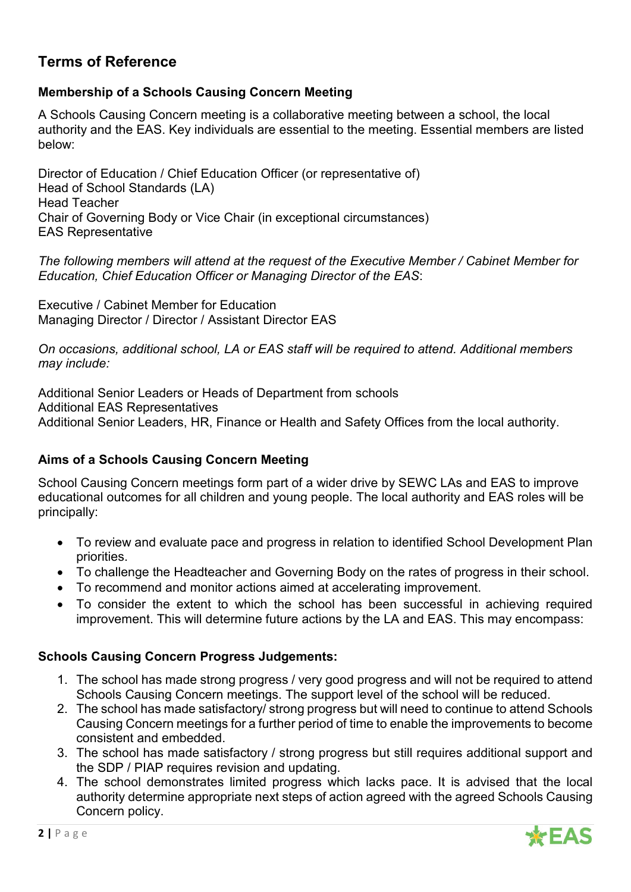## Terms of Reference

### Membership of a Schools Causing Concern Meeting

A Schools Causing Concern meeting is a collaborative meeting between a school, the local authority and the EAS. Key individuals are essential to the meeting. Essential members are listed below:

Director of Education / Chief Education Officer (or representative of)
Head of School Standards (LA)
Head Teacher
Chair of Governing Body or Vice Chair (in exceptional circumstances)
EAS Representative

*The following members will attend at the request of the Executive Member / Cabinet Member for Education, Chief Education Officer or Managing Director of the EAS*:

Executive / Cabinet Member for Education
Managing Director / Director / Assistant Director EAS

*On occasions, additional school, LA or EAS staff will be required to attend. Additional members may include:*

Additional Senior Leaders or Heads of Department from schools
Additional EAS Representatives
Additional Senior Leaders, HR, Finance or Health and Safety Offices from the local authority.

### Aims of a Schools Causing Concern Meeting

School Causing Concern meetings form part of a wider drive by SEWC LAs and EAS to improve educational outcomes for all children and young people. The local authority and EAS roles will be principally:

- To review and evaluate pace and progress in relation to identified School Development Plan priorities.
- To challenge the Headteacher and Governing Body on the rates of progress in their school.
- To recommend and monitor actions aimed at accelerating improvement.
- To consider the extent to which the school has been successful in achieving required improvement. This will determine future actions by the LA and EAS. This may encompass:

### Schools Causing Concern Progress Judgements:

1. The school has made strong progress / very good progress and will not be required to attend Schools Causing Concern meetings. The support level of the school will be reduced.
2. The school has made satisfactory/ strong progress but will need to continue to attend Schools Causing Concern meetings for a further period of time to enable the improvements to become consistent and embedded.
3. The school has made satisfactory / strong progress but still requires additional support and the SDP / PIAP requires revision and updating.
4. The school demonstrates limited progress which lacks pace. It is advised that the local authority determine appropriate next steps of action agreed with the agreed Schools Causing Concern policy.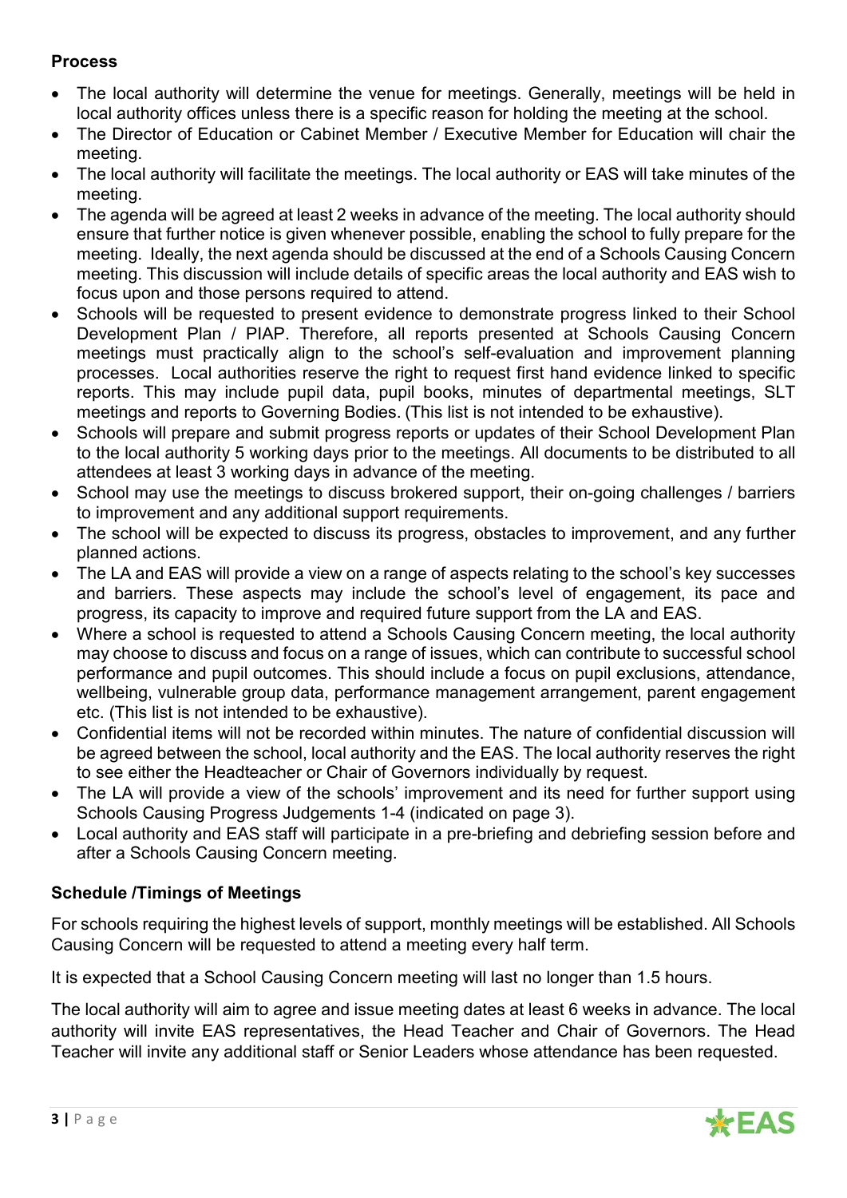**Process**

- The local authority will determine the venue for meetings. Generally, meetings will be held in local authority offices unless there is a specific reason for holding the meeting at the school.
- The Director of Education or Cabinet Member / Executive Member for Education will chair the meeting.
- The local authority will facilitate the meetings. The local authority or EAS will take minutes of the meeting.
- The agenda will be agreed at least 2 weeks in advance of the meeting. The local authority should ensure that further notice is given whenever possible, enabling the school to fully prepare for the meeting. Ideally, the next agenda should be discussed at the end of a Schools Causing Concern meeting. This discussion will include details of specific areas the local authority and EAS wish to focus upon and those persons required to attend.
- Schools will be requested to present evidence to demonstrate progress linked to their School Development Plan / PIAP. Therefore, all reports presented at Schools Causing Concern meetings must practically align to the school's self-evaluation and improvement planning processes. Local authorities reserve the right to request first hand evidence linked to specific reports. This may include pupil data, pupil books, minutes of departmental meetings, SLT meetings and reports to Governing Bodies. (This list is not intended to be exhaustive).
- Schools will prepare and submit progress reports or updates of their School Development Plan to the local authority 5 working days prior to the meetings. All documents to be distributed to all attendees at least 3 working days in advance of the meeting.
- School may use the meetings to discuss brokered support, their on-going challenges / barriers to improvement and any additional support requirements.
- The school will be expected to discuss its progress, obstacles to improvement, and any further planned actions.
- The LA and EAS will provide a view on a range of aspects relating to the school's key successes and barriers. These aspects may include the school's level of engagement, its pace and progress, its capacity to improve and required future support from the LA and EAS.
- Where a school is requested to attend a Schools Causing Concern meeting, the local authority may choose to discuss and focus on a range of issues, which can contribute to successful school performance and pupil outcomes. This should include a focus on pupil exclusions, attendance, wellbeing, vulnerable group data, performance management arrangement, parent engagement etc. (This list is not intended to be exhaustive).
- Confidential items will not be recorded within minutes. The nature of confidential discussion will be agreed between the school, local authority and the EAS. The local authority reserves the right to see either the Headteacher or Chair of Governors individually by request.
- The LA will provide a view of the schools' improvement and its need for further support using Schools Causing Progress Judgements 1-4 (indicated on page 3).
- Local authority and EAS staff will participate in a pre-briefing and debriefing session before and after a Schools Causing Concern meeting.

**Schedule /Timings of Meetings**

For schools requiring the highest levels of support, monthly meetings will be established. All Schools Causing Concern will be requested to attend a meeting every half term.

It is expected that a School Causing Concern meeting will last no longer than 1.5 hours.

The local authority will aim to agree and issue meeting dates at least 6 weeks in advance. The local authority will invite EAS representatives, the Head Teacher and Chair of Governors. The Head Teacher will invite any additional staff or Senior Leaders whose attendance has been requested.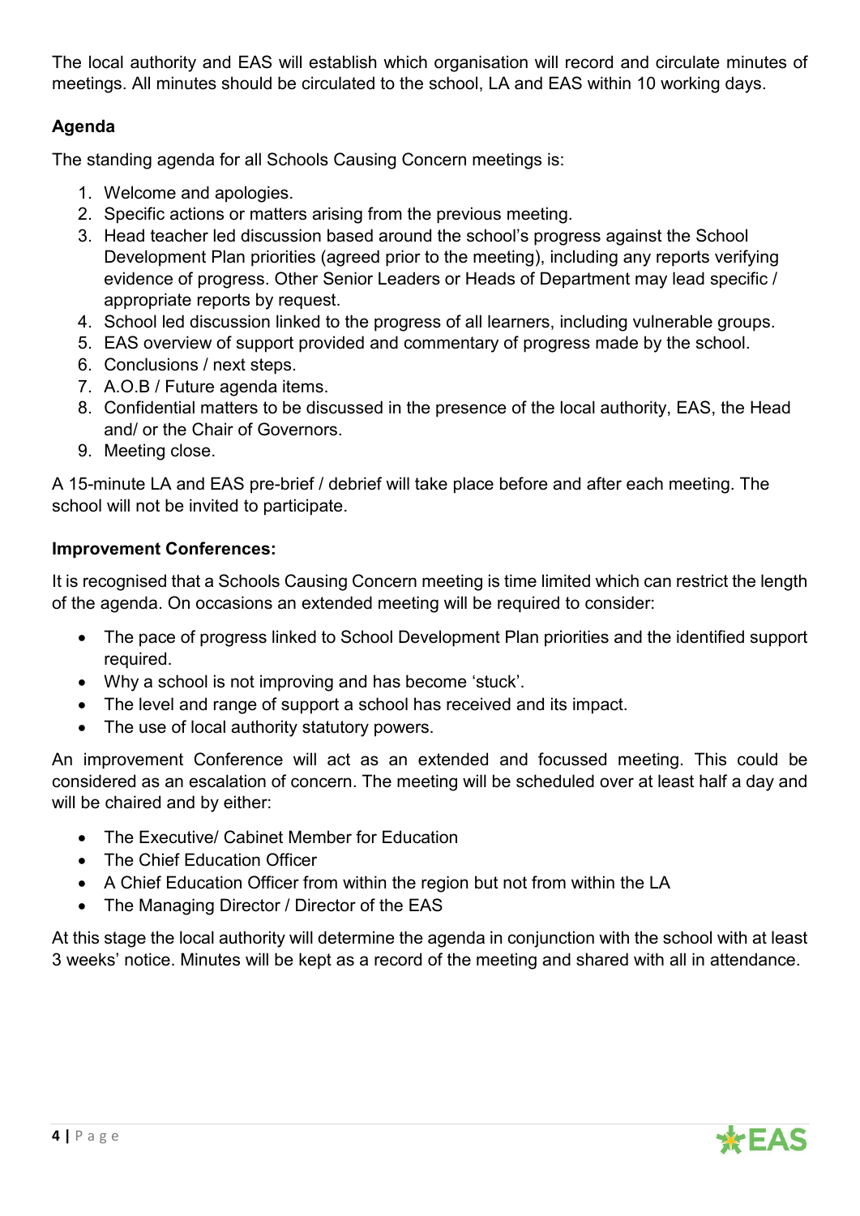The local authority and EAS will establish which organisation will record and circulate minutes of meetings. All minutes should be circulated to the school, LA and EAS within 10 working days.

**Agenda**

The standing agenda for all Schools Causing Concern meetings is:

1. Welcome and apologies.
2. Specific actions or matters arising from the previous meeting.
3. Head teacher led discussion based around the school's progress against the School Development Plan priorities (agreed prior to the meeting), including any reports verifying evidence of progress. Other Senior Leaders or Heads of Department may lead specific / appropriate reports by request.
4. School led discussion linked to the progress of all learners, including vulnerable groups.
5. EAS overview of support provided and commentary of progress made by the school.
6. Conclusions / next steps.
7. A.O.B / Future agenda items.
8. Confidential matters to be discussed in the presence of the local authority, EAS, the Head and/ or the Chair of Governors.
9. Meeting close.

A 15-minute LA and EAS pre-brief / debrief will take place before and after each meeting. The school will not be invited to participate.

**Improvement Conferences:**

It is recognised that a Schools Causing Concern meeting is time limited which can restrict the length of the agenda. On occasions an extended meeting will be required to consider:

- The pace of progress linked to School Development Plan priorities and the identified support required.
- Why a school is not improving and has become 'stuck'.
- The level and range of support a school has received and its impact.
- The use of local authority statutory powers.

An improvement Conference will act as an extended and focussed meeting. This could be considered as an escalation of concern. The meeting will be scheduled over at least half a day and will be chaired and by either:

- The Executive/ Cabinet Member for Education
- The Chief Education Officer
- A Chief Education Officer from within the region but not from within the LA
- The Managing Director / Director of the EAS

At this stage the local authority will determine the agenda in conjunction with the school with at least 3 weeks' notice. Minutes will be kept as a record of the meeting and shared with all in attendance.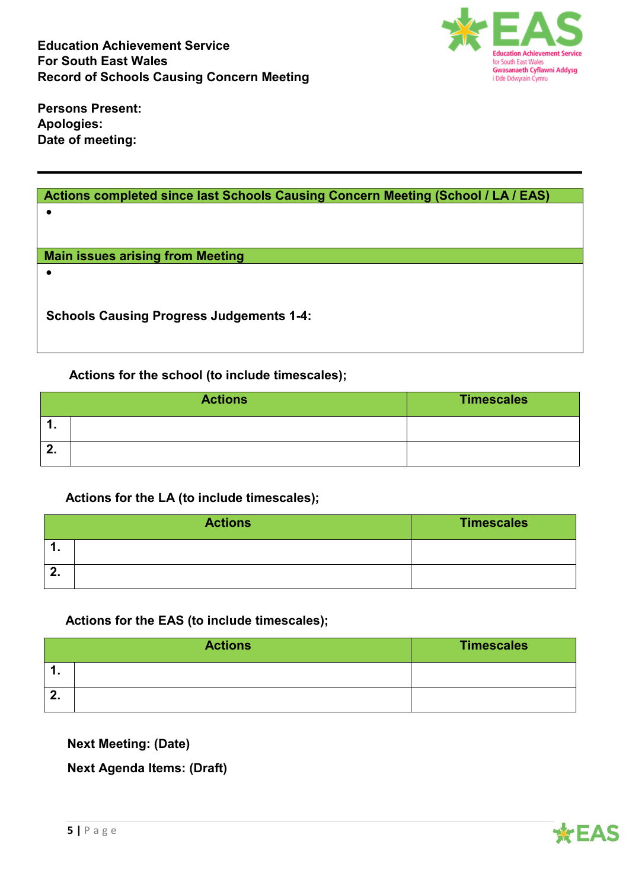**Education Achievement Service**
**For South East Wales**
**Record of Schools Causing Concern Meeting**

**Persons Present:**
**Apologies:**
**Date of meeting:**

---

| Actions completed since last Schools Causing Concern Meeting (School / LA / EAS) |
|---|
| • |
| **Main issues arising from Meeting** |
| • <br><br> **Schools Causing Progress Judgements 1-4:** |

**Actions for the school (to include timescales);**

| | Actions | Timescales |
|---|---|---|
| **1.** | | |
| **2.** | | |

**Actions for the LA (to include timescales);**

| | Actions | Timescales |
|---|---|---|
| **1.** | | |
| **2.** | | |

**Actions for the EAS (to include timescales);**

| | Actions | Timescales |
|---|---|---|
| **1.** | | |
| **2.** | | |

**Next Meeting: (Date)**

**Next Agenda Items: (Draft)**